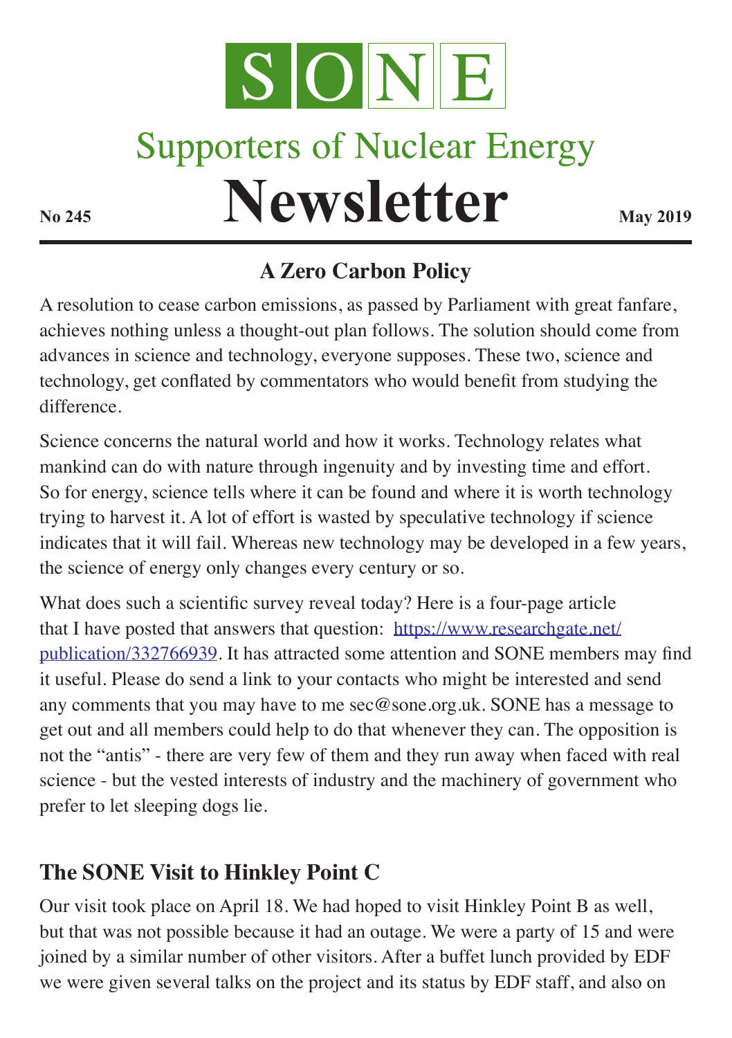# SONE

## Supporters of Nuclear Energy

# Newsletter

**No 245** **May 2019**

## A Zero Carbon Policy

A resolution to cease carbon emissions, as passed by Parliament with great fanfare, achieves nothing unless a thought-out plan follows. The solution should come from advances in science and technology, everyone supposes. These two, science and technology, get conflated by commentators who would benefit from studying the difference.

Science concerns the natural world and how it works. Technology relates what mankind can do with nature through ingenuity and by investing time and effort. So for energy, science tells where it can be found and where it is worth technology trying to harvest it. A lot of effort is wasted by speculative technology if science indicates that it will fail. Whereas new technology may be developed in a few years, the science of energy only changes every century or so.

What does such a scientific survey reveal today? Here is a four-page article that I have posted that answers that question: [https://www.researchgate.net/publication/332766939](https://www.researchgate.net/publication/332766939). It has attracted some attention and SONE members may find it useful. Please do send a link to your contacts who might be interested and send any comments that you may have to me sec@sone.org.uk. SONE has a message to get out and all members could help to do that whenever they can. The opposition is not the "antis" - there are very few of them and they run away when faced with real science - but the vested interests of industry and the machinery of government who prefer to let sleeping dogs lie.

## The SONE Visit to Hinkley Point C

Our visit took place on April 18. We had hoped to visit Hinkley Point B as well, but that was not possible because it had an outage. We were a party of 15 and were joined by a similar number of other visitors. After a buffet lunch provided by EDF we were given several talks on the project and its status by EDF staff, and also on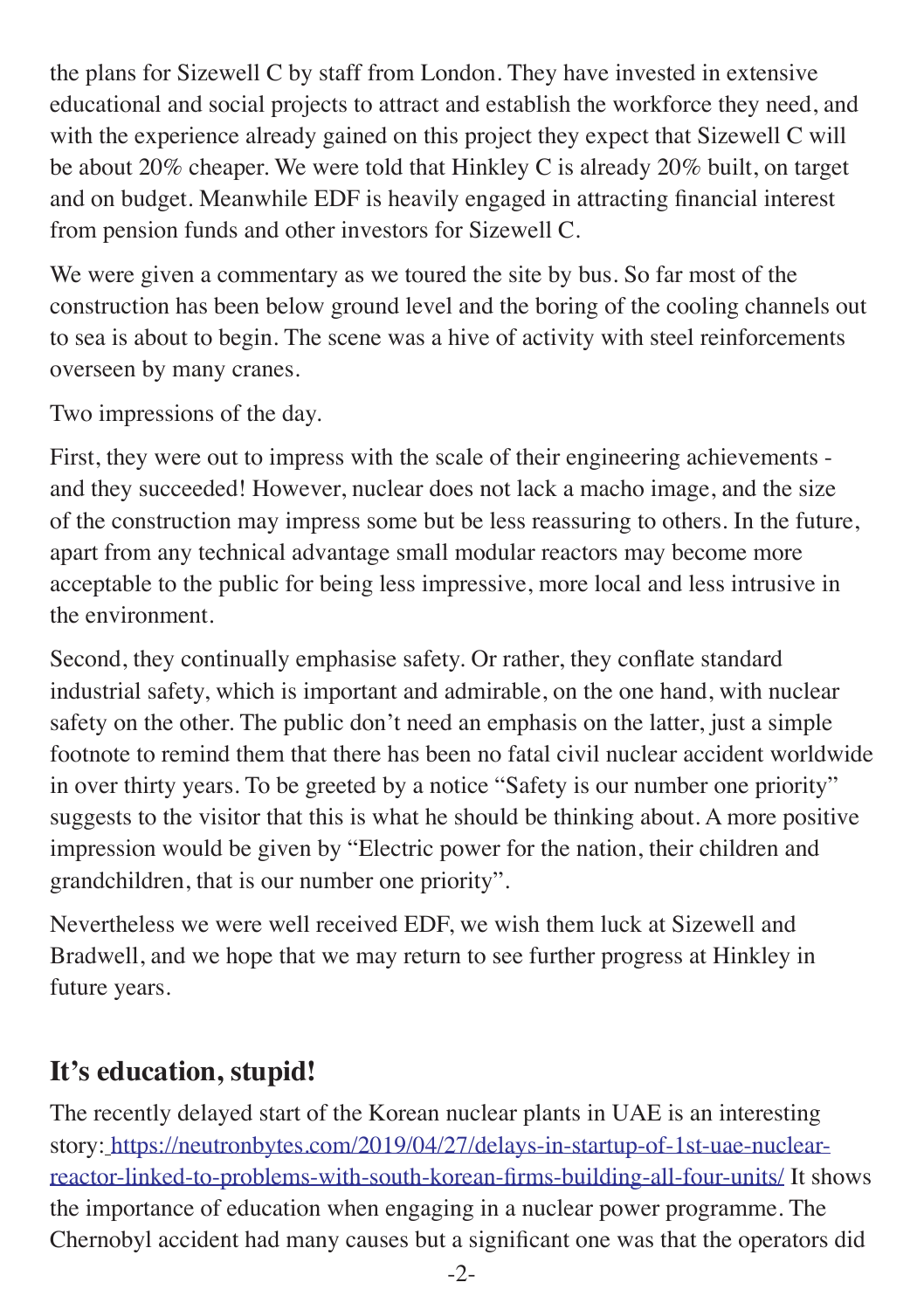the plans for Sizewell C by staff from London. They have invested in extensive educational and social projects to attract and establish the workforce they need, and with the experience already gained on this project they expect that Sizewell C will be about 20% cheaper. We were told that Hinkley C is already 20% built, on target and on budget. Meanwhile EDF is heavily engaged in attracting financial interest from pension funds and other investors for Sizewell C.

We were given a commentary as we toured the site by bus. So far most of the construction has been below ground level and the boring of the cooling channels out to sea is about to begin. The scene was a hive of activity with steel reinforcements overseen by many cranes.

Two impressions of the day.

First, they were out to impress with the scale of their engineering achievements - and they succeeded! However, nuclear does not lack a macho image, and the size of the construction may impress some but be less reassuring to others. In the future, apart from any technical advantage small modular reactors may become more acceptable to the public for being less impressive, more local and less intrusive in the environment.

Second, they continually emphasise safety. Or rather, they conflate standard industrial safety, which is important and admirable, on the one hand, with nuclear safety on the other. The public don't need an emphasis on the latter, just a simple footnote to remind them that there has been no fatal civil nuclear accident worldwide in over thirty years. To be greeted by a notice "Safety is our number one priority" suggests to the visitor that this is what he should be thinking about. A more positive impression would be given by "Electric power for the nation, their children and grandchildren, that is our number one priority".

Nevertheless we were well received EDF, we wish them luck at Sizewell and Bradwell, and we hope that we may return to see further progress at Hinkley in future years.

## It's education, stupid!

The recently delayed start of the Korean nuclear plants in UAE is an interesting story: https://neutronbytes.com/2019/04/27/delays-in-startup-of-1st-uae-nuclear-reactor-linked-to-problems-with-south-korean-firms-building-all-four-units/ It shows the importance of education when engaging in a nuclear power programme. The Chernobyl accident had many causes but a significant one was that the operators did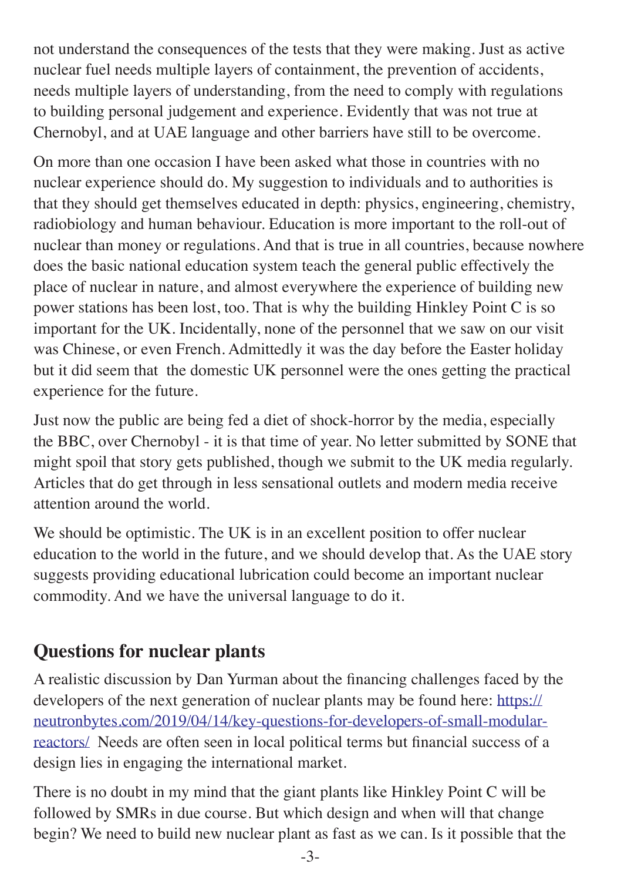not understand the consequences of the tests that they were making. Just as active nuclear fuel needs multiple layers of containment, the prevention of accidents, needs multiple layers of understanding, from the need to comply with regulations to building personal judgement and experience. Evidently that was not true at Chernobyl, and at UAE language and other barriers have still to be overcome.

On more than one occasion I have been asked what those in countries with no nuclear experience should do. My suggestion to individuals and to authorities is that they should get themselves educated in depth: physics, engineering, chemistry, radiobiology and human behaviour. Education is more important to the roll-out of nuclear than money or regulations. And that is true in all countries, because nowhere does the basic national education system teach the general public effectively the place of nuclear in nature, and almost everywhere the experience of building new power stations has been lost, too. That is why the building Hinkley Point C is so important for the UK. Incidentally, none of the personnel that we saw on our visit was Chinese, or even French. Admittedly it was the day before the Easter holiday but it did seem that the domestic UK personnel were the ones getting the practical experience for the future.

Just now the public are being fed a diet of shock-horror by the media, especially the BBC, over Chernobyl - it is that time of year. No letter submitted by SONE that might spoil that story gets published, though we submit to the UK media regularly. Articles that do get through in less sensational outlets and modern media receive attention around the world.

We should be optimistic. The UK is in an excellent position to offer nuclear education to the world in the future, and we should develop that. As the UAE story suggests providing educational lubrication could become an important nuclear commodity. And we have the universal language to do it.

## Questions for nuclear plants

A realistic discussion by Dan Yurman about the financing challenges faced by the developers of the next generation of nuclear plants may be found here: [https://neutronbytes.com/2019/04/14/key-questions-for-developers-of-small-modular-reactors/](https://neutronbytes.com/2019/04/14/key-questions-for-developers-of-small-modular-reactors/) Needs are often seen in local political terms but financial success of a design lies in engaging the international market.

There is no doubt in my mind that the giant plants like Hinkley Point C will be followed by SMRs in due course. But which design and when will that change begin? We need to build new nuclear plant as fast as we can. Is it possible that the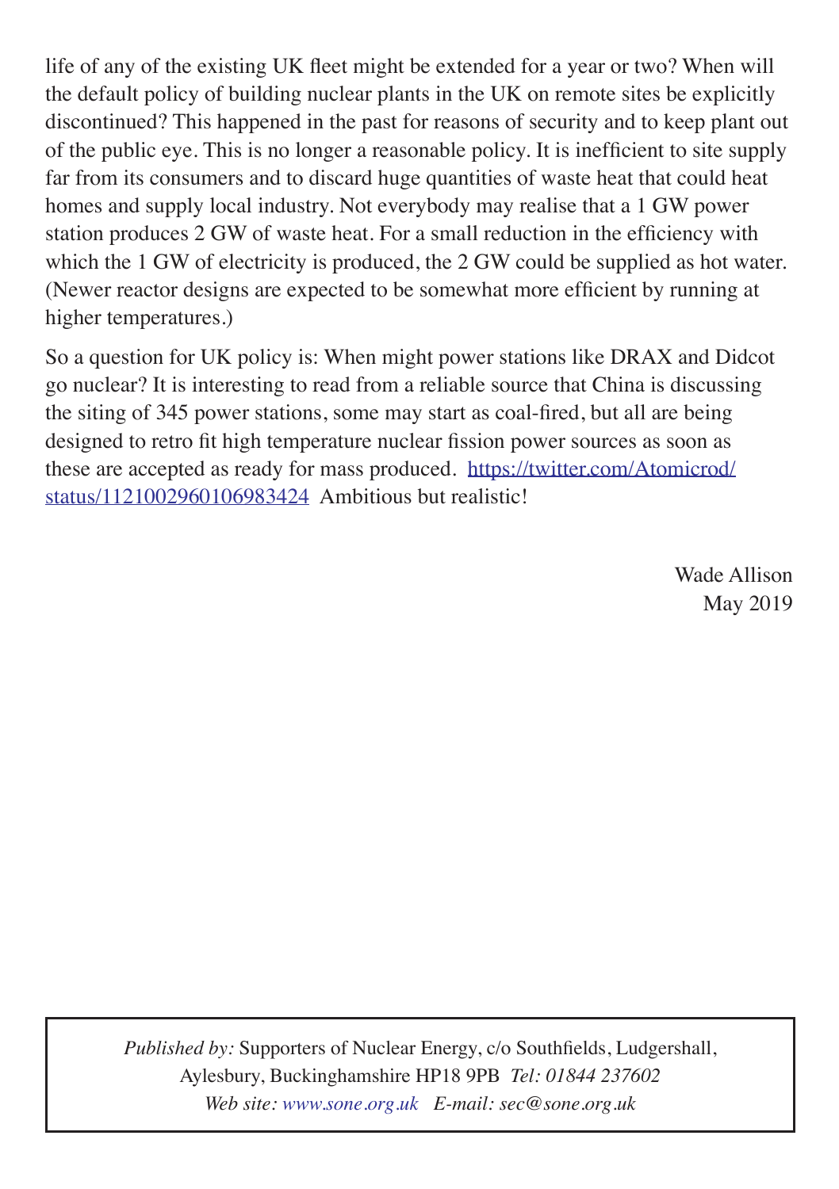life of any of the existing UK fleet might be extended for a year or two? When will the default policy of building nuclear plants in the UK on remote sites be explicitly discontinued? This happened in the past for reasons of security and to keep plant out of the public eye. This is no longer a reasonable policy. It is inefficient to site supply far from its consumers and to discard huge quantities of waste heat that could heat homes and supply local industry. Not everybody may realise that a 1 GW power station produces 2 GW of waste heat. For a small reduction in the efficiency with which the 1 GW of electricity is produced, the 2 GW could be supplied as hot water. (Newer reactor designs are expected to be somewhat more efficient by running at higher temperatures.)

So a question for UK policy is: When might power stations like DRAX and Didcot go nuclear? It is interesting to read from a reliable source that China is discussing the siting of 345 power stations, some may start as coal-fired, but all are being designed to retro fit high temperature nuclear fission power sources as soon as these are accepted as ready for mass produced. [https://twitter.com/Atomicrod/status/1121002960106983424](https://twitter.com/Atomicrod/status/1121002960106983424) Ambitious but realistic!

Wade Allison
May 2019

---

*Published by:* Supporters of Nuclear Energy, c/o Southfields, Ludgershall, Aylesbury, Buckinghamshire HP18 9PB *Tel: 01844 237602*
*Web site: www.sone.org.uk E-mail: sec@sone.org.uk*